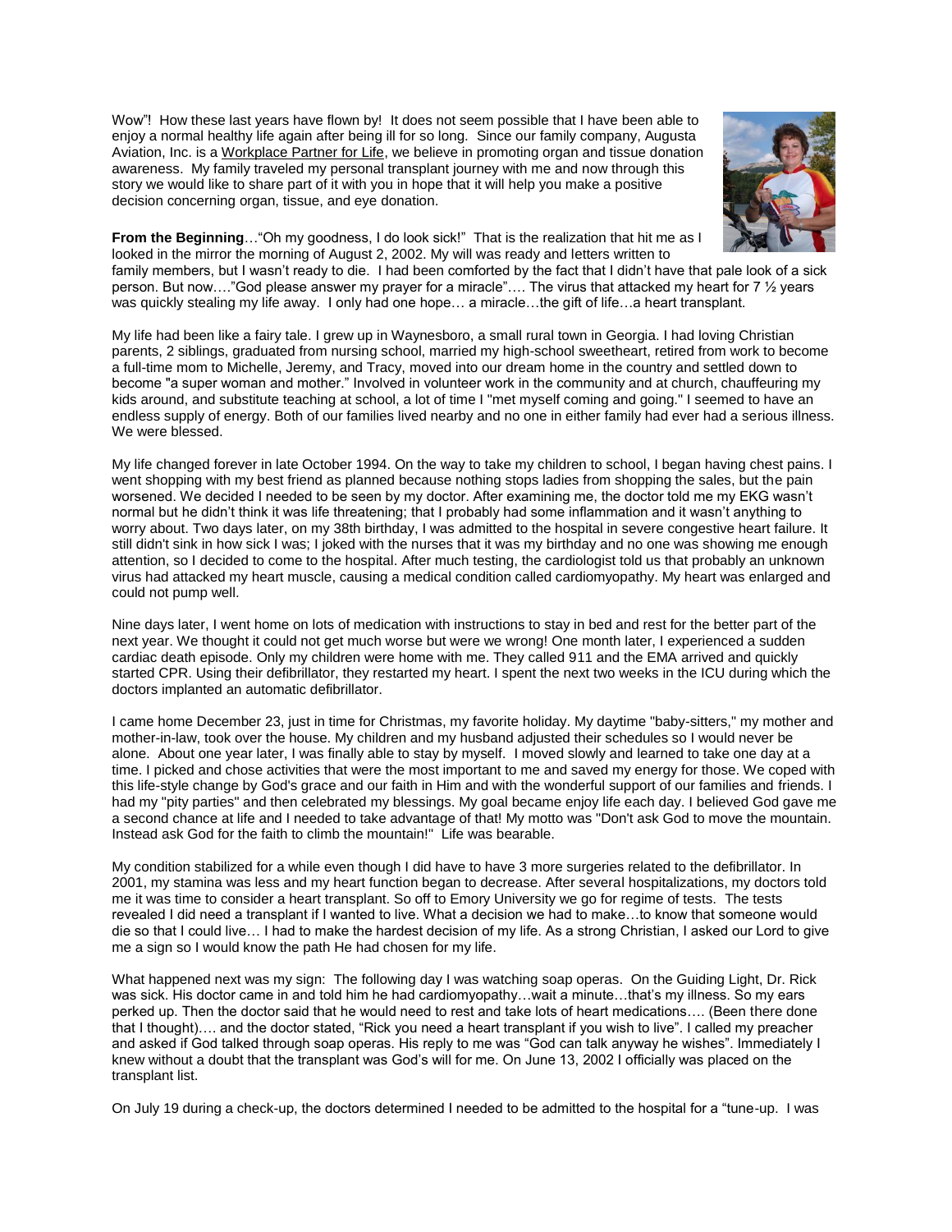Wow"! How these last years have flown by! It does not seem possible that I have been able to enjoy a normal healthy life again after being ill for so long. Since our family company, Augusta Aviation, Inc. is a Workplace Partner for Life, we believe in promoting organ and tissue donation awareness. My family traveled my personal transplant journey with me and now through this story we would like to share part of it with you in hope that it will help you make a positive decision concerning organ, tissue, and eye donation.

**From the Beginning**…"Oh my goodness, I do look sick!" That is the realization that hit me as I looked in the mirror the morning of August 2, 2002. My will was ready and letters written to family members, but I wasn't ready to die. I had been comforted by the fact that I didn't have that pale look of a sick person. But now…."God please answer my prayer for a miracle"…. The virus that attacked my heart for 7 ½ years was quickly stealing my life away. I only had one hope… a miracle…the gift of life…a heart transplant.

My life had been like a fairy tale. I grew up in Waynesboro, a small rural town in Georgia. I had loving Christian parents, 2 siblings, graduated from nursing school, married my high-school sweetheart, retired from work to become a full-time mom to Michelle, Jeremy, and Tracy, moved into our dream home in the country and settled down to become "a super woman and mother." Involved in volunteer work in the community and at church, chauffeuring my kids around, and substitute teaching at school, a lot of time I "met myself coming and going." I seemed to have an endless supply of energy. Both of our families lived nearby and no one in either family had ever had a serious illness. We were blessed.

My life changed forever in late October 1994. On the way to take my children to school, I began having chest pains. I went shopping with my best friend as planned because nothing stops ladies from shopping the sales, but the pain worsened. We decided I needed to be seen by my doctor. After examining me, the doctor told me my EKG wasn't normal but he didn't think it was life threatening; that I probably had some inflammation and it wasn't anything to worry about. Two days later, on my 38th birthday, I was admitted to the hospital in severe congestive heart failure. It still didn't sink in how sick I was; I joked with the nurses that it was my birthday and no one was showing me enough attention, so I decided to come to the hospital. After much testing, the cardiologist told us that probably an unknown virus had attacked my heart muscle, causing a medical condition called cardiomyopathy. My heart was enlarged and could not pump well.

Nine days later, I went home on lots of medication with instructions to stay in bed and rest for the better part of the next year. We thought it could not get much worse but were we wrong! One month later, I experienced a sudden cardiac death episode. Only my children were home with me. They called 911 and the EMA arrived and quickly started CPR. Using their defibrillator, they restarted my heart. I spent the next two weeks in the ICU during which the doctors implanted an automatic defibrillator.

I came home December 23, just in time for Christmas, my favorite holiday. My daytime "baby-sitters," my mother and mother-in-law, took over the house. My children and my husband adjusted their schedules so I would never be alone. About one year later, I was finally able to stay by myself. I moved slowly and learned to take one day at a time. I picked and chose activities that were the most important to me and saved my energy for those. We coped with this life-style change by God's grace and our faith in Him and with the wonderful support of our families and friends. I had my "pity parties" and then celebrated my blessings. My goal became enjoy life each day. I believed God gave me a second chance at life and I needed to take advantage of that! My motto was "Don't ask God to move the mountain. Instead ask God for the faith to climb the mountain!" Life was bearable.

My condition stabilized for a while even though I did have to have 3 more surgeries related to the defibrillator. In 2001, my stamina was less and my heart function began to decrease. After several hospitalizations, my doctors told me it was time to consider a heart transplant. So off to Emory University we go for regime of tests. The tests revealed I did need a transplant if I wanted to live. What a decision we had to make…to know that someone would die so that I could live… I had to make the hardest decision of my life. As a strong Christian, I asked our Lord to give me a sign so I would know the path He had chosen for my life.

What happened next was my sign: The following day I was watching soap operas. On the Guiding Light, Dr. Rick was sick. His doctor came in and told him he had cardiomyopathy…wait a minute…that's my illness. So my ears perked up. Then the doctor said that he would need to rest and take lots of heart medications…. (Been there done that I thought)…. and the doctor stated, "Rick you need a heart transplant if you wish to live". I called my preacher and asked if God talked through soap operas. His reply to me was "God can talk anyway he wishes". Immediately I knew without a doubt that the transplant was God's will for me. On June 13, 2002 I officially was placed on the transplant list.

On July 19 during a check-up, the doctors determined I needed to be admitted to the hospital for a "tune-up. I was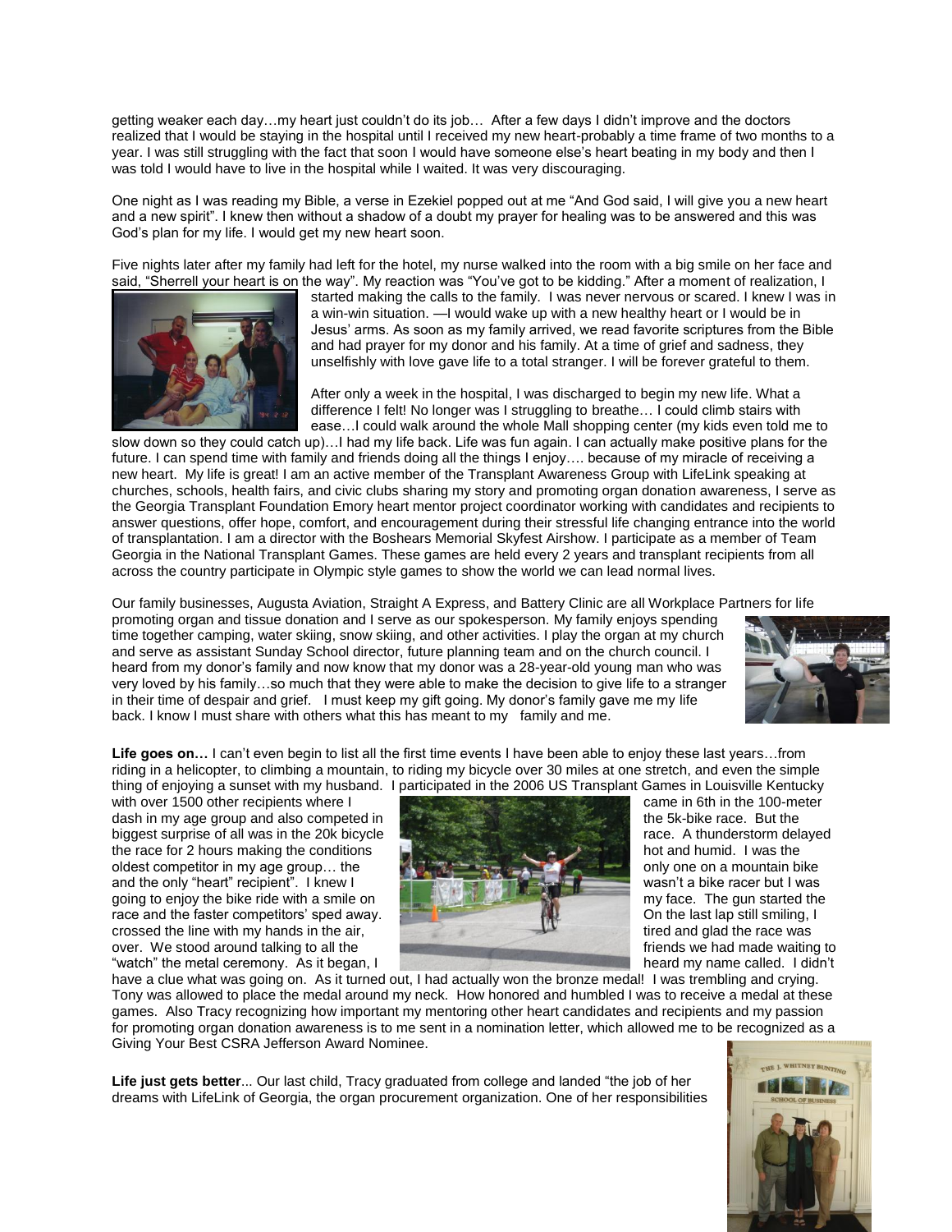getting weaker each day…my heart just couldn't do its job… After a few days I didn't improve and the doctors realized that I would be staying in the hospital until I received my new heart-probably a time frame of two months to a year. I was still struggling with the fact that soon I would have someone else's heart beating in my body and then I was told I would have to live in the hospital while I waited. It was very discouraging.

One night as I was reading my Bible, a verse in Ezekiel popped out at me "And God said, I will give you a new heart and a new spirit". I knew then without a shadow of a doubt my prayer for healing was to be answered and this was God's plan for my life. I would get my new heart soon.

Five nights later after my family had left for the hotel, my nurse walked into the room with a big smile on her face and said, "Sherrell your heart is on the way". My reaction was "You've got to be kidding." After a moment of realization, I started making the calls to the family. I was never nervous or scared. I knew I was in a win-win situation. —I would wake up with a new healthy heart or I would be in Jesus' arms. As soon as my family arrived, we read favorite scriptures from the Bible and had prayer for my donor and his family. At a time of grief and sadness, they unselfishly with love gave life to a total stranger. I will be forever grateful to them.

After only a week in the hospital, I was discharged to begin my new life. What a difference I felt! No longer was I struggling to breathe… I could climb stairs with ease…I could walk around the whole Mall shopping center (my kids even told me to slow down so they could catch up)…I had my life back. Life was fun again. I can actually make positive plans for the future. I can spend time with family and friends doing all the things I enjoy…. because of my miracle of receiving a new heart. My life is great! I am an active member of the Transplant Awareness Group with LifeLink speaking at churches, schools, health fairs, and civic clubs sharing my story and promoting organ donation awareness, I serve as the Georgia Transplant Foundation Emory heart mentor project coordinator working with candidates and recipients to answer questions, offer hope, comfort, and encouragement during their stressful life changing entrance into the world of transplantation. I am a director with the Boshears Memorial Skyfest Airshow. I participate as a member of Team Georgia in the National Transplant Games. These games are held every 2 years and transplant recipients from all across the country participate in Olympic style games to show the world we can lead normal lives.

Our family businesses, Augusta Aviation, Straight A Express, and Battery Clinic are all Workplace Partners for life promoting organ and tissue donation and I serve as our spokesperson. My family enjoys spending time together camping, water skiing, snow skiing, and other activities. I play the organ at my church and serve as assistant Sunday School director, future planning team and on the church council. I heard from my donor's family and now know that my donor was a 28-year-old young man who was very loved by his family…so much that they were able to make the decision to give life to a stranger in their time of despair and grief. I must keep my gift going. My donor's family gave me my life back. I know I must share with others what this has meant to my family and me.

**Life goes on…** I can't even begin to list all the first time events I have been able to enjoy these last years…from riding in a helicopter, to climbing a mountain, to riding my bicycle over 30 miles at one stretch, and even the simple thing of enjoying a sunset with my husband. I participated in the 2006 US Transplant Games in Louisville Kentucky with over 1500 other recipients where I came in 6th in the 100-meter dash in my age group and also competed in the 5k-bike race. But the biggest surprise of all was in the 20k bicycle race. A thunderstorm delayed the race for 2 hours making the conditions hot and humid. I was the oldest competitor in my age group… the only one on a mountain bike and the only "heart" recipient". I knew I wasn't a bike racer but I was going to enjoy the bike ride with a smile on my face. The gun started the race and the faster competitors' sped away. On the last lap still smiling, I crossed the line with my hands in the air, tired and glad the race was over. We stood around talking to all the friends we had made waiting to "watch" the metal ceremony. As it began, I heard my name called. I didn't have a clue what was going on. As it turned out, I had actually won the bronze medal! I was trembling and crying. Tony was allowed to place the medal around my neck. How honored and humbled I was to receive a medal at these games. Also Tracy recognizing how important my mentoring other heart candidates and recipients and my passion for promoting organ donation awareness is to me sent in a nomination letter, which allowed me to be recognized as a Giving Your Best CSRA Jefferson Award Nominee.

**Life just gets better**... Our last child, Tracy graduated from college and landed "the job of her dreams with LifeLink of Georgia, the organ procurement organization. One of her responsibilities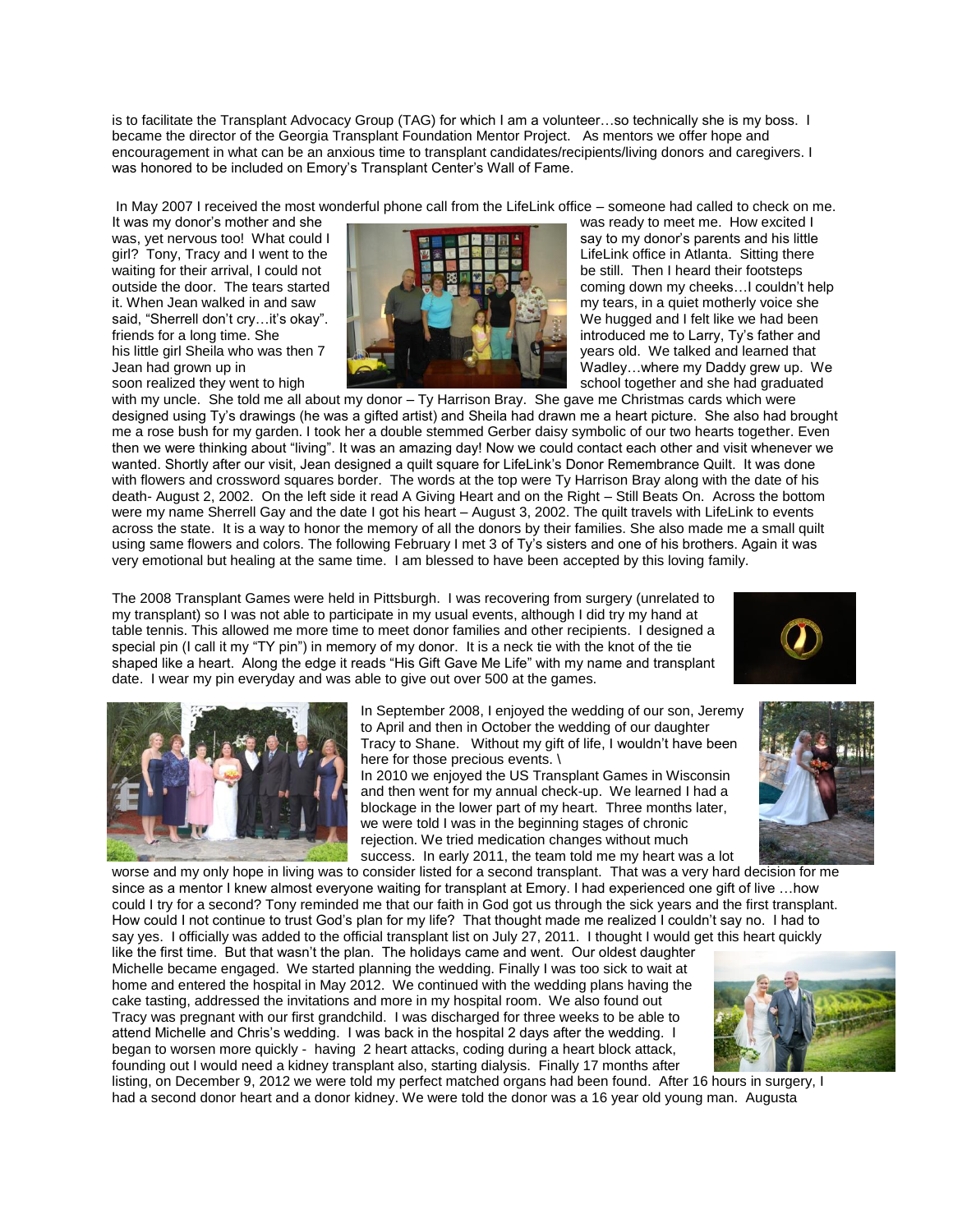is to facilitate the Transplant Advocacy Group (TAG) for which I am a volunteer…so technically she is my boss. I became the director of the Georgia Transplant Foundation Mentor Project. As mentors we offer hope and encouragement in what can be an anxious time to transplant candidates/recipients/living donors and caregivers. I was honored to be included on Emory's Transplant Center's Wall of Fame.

In May 2007 I received the most wonderful phone call from the LifeLink office – someone had called to check on me. It was my donor's mother and she was ready to meet me. How excited I was, yet nervous too! What could I say to my donor's parents and his little girl? Tony, Tracy and I went to the LifeLink office in Atlanta. Sitting there waiting for their arrival, I could not be still. Then I heard their footsteps outside the door. The tears started coming down my cheeks…I couldn't help it. When Jean walked in and saw my tears, in a quiet motherly voice she said, "Sherrell don't cry…it's okay". We hugged and I felt like we had been friends for a long time. She introduced me to Larry, Ty's father and his little girl Sheila who was then 7 years old. We talked and learned that Jean had grown up in Wadley…where my Daddy grew up. We soon realized they went to high school together and she had graduated with my uncle. She told me all about my donor – Ty Harrison Bray. She gave me Christmas cards which were designed using Ty's drawings (he was a gifted artist) and Sheila had drawn me a heart picture. She also had brought me a rose bush for my garden. I took her a double stemmed Gerber daisy symbolic of our two hearts together. Even then we were thinking about "living". It was an amazing day! Now we could contact each other and visit whenever we wanted. Shortly after our visit, Jean designed a quilt square for LifeLink's Donor Remembrance Quilt. It was done with flowers and crossword squares border. The words at the top were Ty Harrison Bray along with the date of his death- August 2, 2002. On the left side it read A Giving Heart and on the Right – Still Beats On. Across the bottom were my name Sherrell Gay and the date I got his heart – August 3, 2002. The quilt travels with LifeLink to events across the state. It is a way to honor the memory of all the donors by their families. She also made me a small quilt using same flowers and colors. The following February I met 3 of Ty's sisters and one of his brothers. Again it was very emotional but healing at the same time. I am blessed to have been accepted by this loving family.

The 2008 Transplant Games were held in Pittsburgh. I was recovering from surgery (unrelated to my transplant) so I was not able to participate in my usual events, although I did try my hand at table tennis. This allowed me more time to meet donor families and other recipients. I designed a special pin (I call it my "TY pin") in memory of my donor. It is a neck tie with the knot of the tie shaped like a heart. Along the edge it reads "His Gift Gave Me Life" with my name and transplant date. I wear my pin everyday and was able to give out over 500 at the games.

In September 2008, I enjoyed the wedding of our son, Jeremy to April and then in October the wedding of our daughter Tracy to Shane. Without my gift of life, I wouldn't have been here for those precious events. \
In 2010 we enjoyed the US Transplant Games in Wisconsin and then went for my annual check-up. We learned I had a blockage in the lower part of my heart. Three months later, we were told I was in the beginning stages of chronic rejection. We tried medication changes without much success. In early 2011, the team told me my heart was a lot worse and my only hope in living was to consider listed for a second transplant. That was a very hard decision for me since as a mentor I knew almost everyone waiting for transplant at Emory. I had experienced one gift of live …how could I try for a second? Tony reminded me that our faith in God got us through the sick years and the first transplant. How could I not continue to trust God's plan for my life? That thought made me realized I couldn't say no. I had to say yes. I officially was added to the official transplant list on July 27, 2011. I thought I would get this heart quickly like the first time. But that wasn't the plan. The holidays came and went. Our oldest daughter Michelle became engaged. We started planning the wedding. Finally I was too sick to wait at home and entered the hospital in May 2012. We continued with the wedding plans having the cake tasting, addressed the invitations and more in my hospital room. We also found out Tracy was pregnant with our first grandchild. I was discharged for three weeks to be able to attend Michelle and Chris's wedding. I was back in the hospital 2 days after the wedding. I began to worsen more quickly - having 2 heart attacks, coding during a heart block attack, founding out I would need a kidney transplant also, starting dialysis. Finally 17 months after listing, on December 9, 2012 we were told my perfect matched organs had been found. After 16 hours in surgery, I had a second donor heart and a donor kidney. We were told the donor was a 16 year old young man. Augusta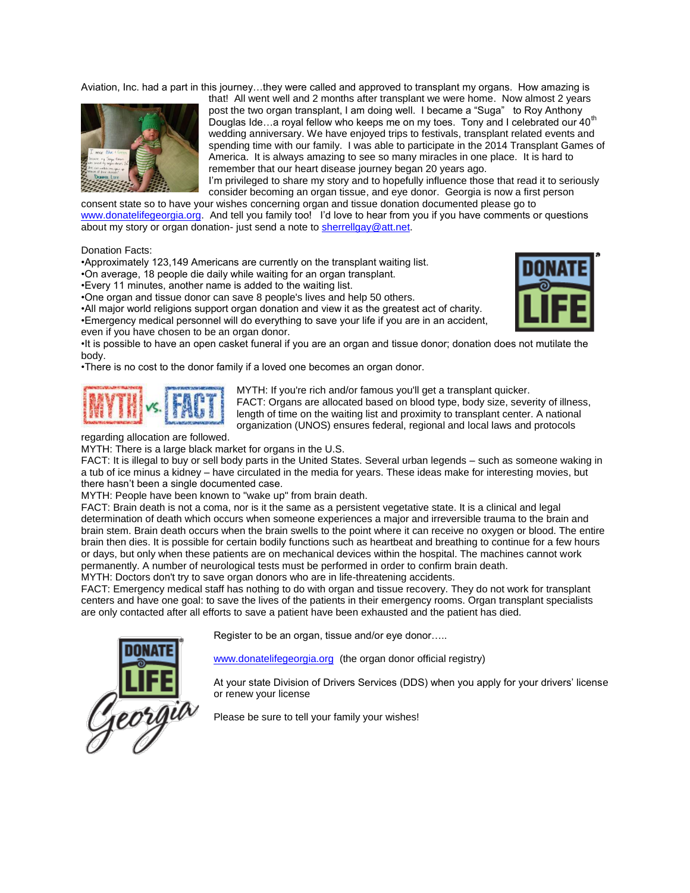Aviation, Inc. had a part in this journey…they were called and approved to transplant my organs. How amazing is that! All went well and 2 months after transplant we were home. Now almost 2 years post the two organ transplant, I am doing well. I became a "Suga" to Roy Anthony Douglas Ide…a royal fellow who keeps me on my toes. Tony and I celebrated our 40th wedding anniversary. We have enjoyed trips to festivals, transplant related events and spending time with our family. I was able to participate in the 2014 Transplant Games of America. It is always amazing to see so many miracles in one place. It is hard to remember that our heart disease journey began 20 years ago.

I'm privileged to share my story and to hopefully influence those that read it to seriously consider becoming an organ tissue, and eye donor. Georgia is now a first person consent state so to have your wishes concerning organ and tissue donation documented please go to www.donatelifegeorgia.org. And tell you family too! I'd love to hear from you if you have comments or questions about my story or organ donation- just send a note to sherrellgay@att.net.

Donation Facts:

- Approximately 123,149 Americans are currently on the transplant waiting list.
- On average, 18 people die daily while waiting for an organ transplant.
- Every 11 minutes, another name is added to the waiting list.
- One organ and tissue donor can save 8 people's lives and help 50 others.
- All major world religions support organ donation and view it as the greatest act of charity.
- Emergency medical personnel will do everything to save your life if you are in an accident, even if you have chosen to be an organ donor.
- It is possible to have an open casket funeral if you are an organ and tissue donor; donation does not mutilate the body.
- There is no cost to the donor family if a loved one becomes an organ donor.

MYTH: If you're rich and/or famous you'll get a transplant quicker.
FACT: Organs are allocated based on blood type, body size, severity of illness, length of time on the waiting list and proximity to transplant center. A national organization (UNOS) ensures federal, regional and local laws and protocols regarding allocation are followed.

MYTH: There is a large black market for organs in the U.S.
FACT: It is illegal to buy or sell body parts in the United States. Several urban legends – such as someone waking in a tub of ice minus a kidney – have circulated in the media for years. These ideas make for interesting movies, but there hasn't been a single documented case.

MYTH: People have been known to "wake up" from brain death.
FACT: Brain death is not a coma, nor is it the same as a persistent vegetative state. It is a clinical and legal determination of death which occurs when someone experiences a major and irreversible trauma to the brain and brain stem. Brain death occurs when the brain swells to the point where it can receive no oxygen or blood. The entire brain then dies. It is possible for certain bodily functions such as heartbeat and breathing to continue for a few hours or days, but only when these patients are on mechanical devices within the hospital. The machines cannot work permanently. A number of neurological tests must be performed in order to confirm brain death.

MYTH: Doctors don't try to save organ donors who are in life-threatening accidents.
FACT: Emergency medical staff has nothing to do with organ and tissue recovery. They do not work for transplant centers and have one goal: to save the lives of the patients in their emergency rooms. Organ transplant specialists are only contacted after all efforts to save a patient have been exhausted and the patient has died.

Register to be an organ, tissue and/or eye donor…..

www.donatelifegeorgia.org (the organ donor official registry)

At your state Division of Drivers Services (DDS) when you apply for your drivers' license or renew your license

Please be sure to tell your family your wishes!